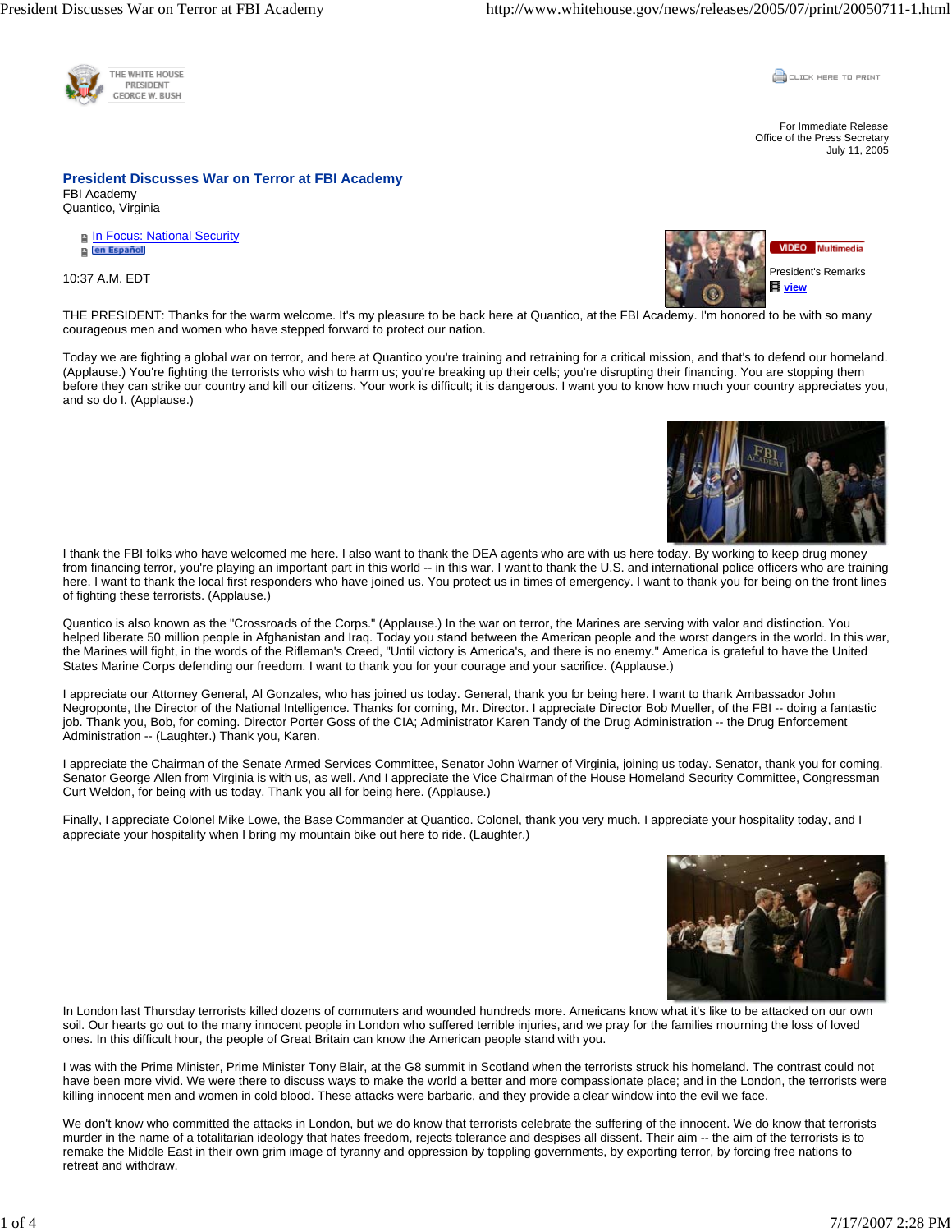For Immediate Release
Office of the Press Secretary
July 11, 2005

# President Discusses War on Terror at FBI Academy

FBI Academy
Quantico, Virginia

- In Focus: National Security
- en Español

10:37 A.M. EDT

VIDEO Multimedia
President's Remarks
view

THE PRESIDENT: Thanks for the warm welcome. It's my pleasure to be back here at Quantico, at the FBI Academy. I'm honored to be with so many courageous men and women who have stepped forward to protect our nation.

Today we are fighting a global war on terror, and here at Quantico you're training and retraining for a critical mission, and that's to defend our homeland. (Applause.) You're fighting the terrorists who wish to harm us; you're breaking up their cells; you're disrupting their financing. You are stopping them before they can strike our country and kill our citizens. Your work is difficult; it is dangerous. I want you to know how much your country appreciates you, and so do I. (Applause.)

I thank the FBI folks who have welcomed me here. I also want to thank the DEA agents who are with us here today. By working to keep drug money from financing terror, you're playing an important part in this world -- in this war. I want to thank the U.S. and international police officers who are training here. I want to thank the local first responders who have joined us. You protect us in times of emergency. I want to thank you for being on the front lines of fighting these terrorists. (Applause.)

Quantico is also known as the "Crossroads of the Corps." (Applause.) In the war on terror, the Marines are serving with valor and distinction. You helped liberate 50 million people in Afghanistan and Iraq. Today you stand between the American people and the worst dangers in the world. In this war, the Marines will fight, in the words of the Rifleman's Creed, "Until victory is America's, and there is no enemy." America is grateful to have the United States Marine Corps defending our freedom. I want to thank you for your courage and your sacrifice. (Applause.)

I appreciate our Attorney General, Al Gonzales, who has joined us today. General, thank you for being here. I want to thank Ambassador John Negroponte, the Director of the National Intelligence. Thanks for coming, Mr. Director. I appreciate Director Bob Mueller, of the FBI -- doing a fantastic job. Thank you, Bob, for coming. Director Porter Goss of the CIA; Administrator Karen Tandy of the Drug Administration -- the Drug Enforcement Administration -- (Laughter.) Thank you, Karen.

I appreciate the Chairman of the Senate Armed Services Committee, Senator John Warner of Virginia, joining us today. Senator, thank you for coming. Senator George Allen from Virginia is with us, as well. And I appreciate the Vice Chairman of the House Homeland Security Committee, Congressman Curt Weldon, for being with us today. Thank you all for being here. (Applause.)

Finally, I appreciate Colonel Mike Lowe, the Base Commander at Quantico. Colonel, thank you very much. I appreciate your hospitality today, and I appreciate your hospitality when I bring my mountain bike out here to ride. (Laughter.)

In London last Thursday terrorists killed dozens of commuters and wounded hundreds more. Americans know what it's like to be attacked on our own soil. Our hearts go out to the many innocent people in London who suffered terrible injuries, and we pray for the families mourning the loss of loved ones. In this difficult hour, the people of Great Britain can know the American people stand with you.

I was with the Prime Minister, Prime Minister Tony Blair, at the G8 summit in Scotland when the terrorists struck his homeland. The contrast could not have been more vivid. We were there to discuss ways to make the world a better and more compassionate place; and in the London, the terrorists were killing innocent men and women in cold blood. These attacks were barbaric, and they provide a clear window into the evil we face.

We don't know who committed the attacks in London, but we do know that terrorists celebrate the suffering of the innocent. We do know that terrorists murder in the name of a totalitarian ideology that hates freedom, rejects tolerance and despises all dissent. Their aim -- the aim of the terrorists is to remake the Middle East in their own grim image of tyranny and oppression by toppling governments, by exporting terror, by forcing free nations to retreat and withdraw.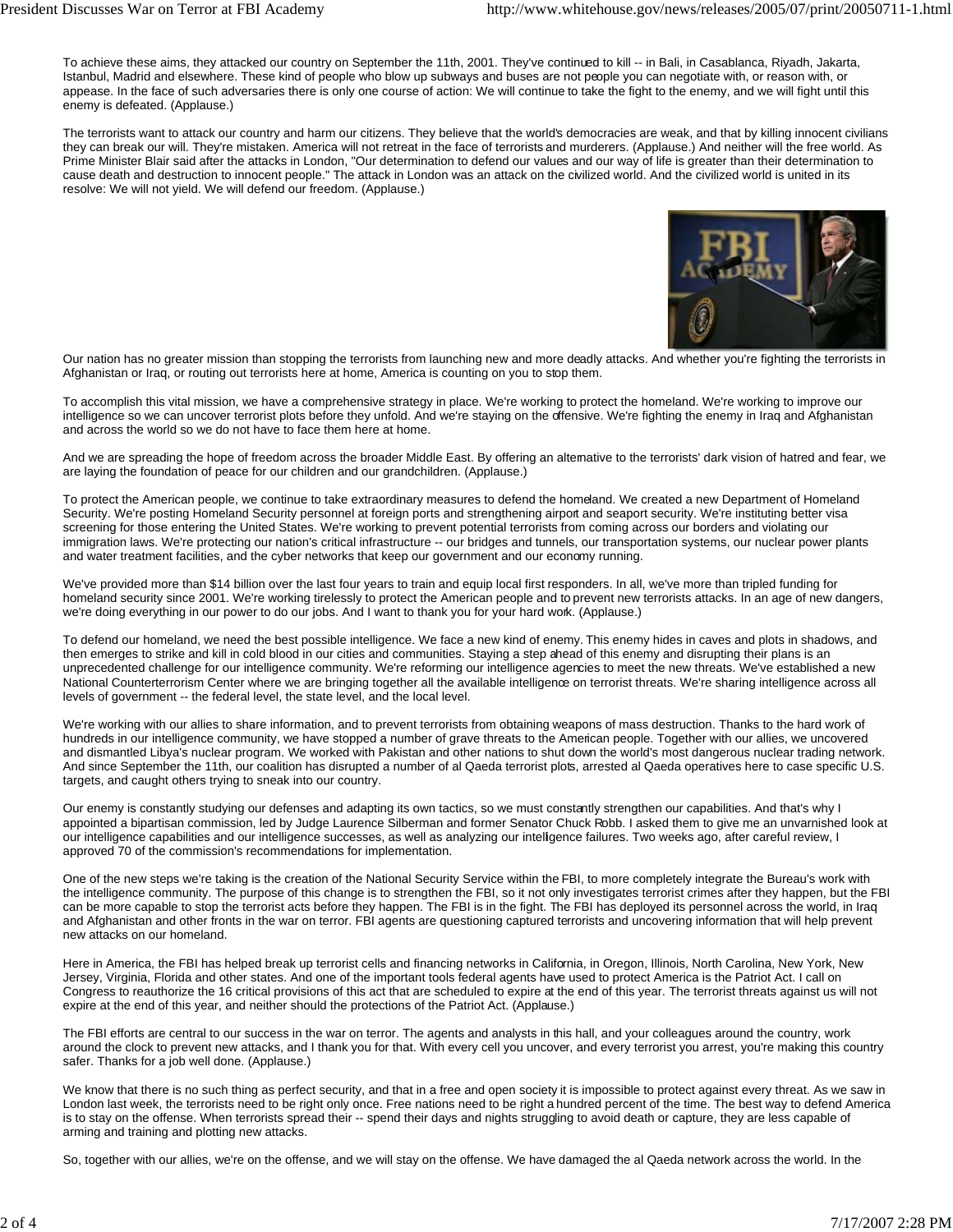To achieve these aims, they attacked our country on September the 11th, 2001. They've continued to kill -- in Bali, in Casablanca, Riyadh, Jakarta, Istanbul, Madrid and elsewhere. These kind of people who blow up subways and buses are not people you can negotiate with, or reason with, or appease. In the face of such adversaries there is only one course of action: We will continue to take the fight to the enemy, and we will fight until this enemy is defeated. (Applause.)

The terrorists want to attack our country and harm our citizens. They believe that the world's democracies are weak, and that by killing innocent civilians they can break our will. They're mistaken. America will not retreat in the face of terrorists and murderers. (Applause.) And neither will the free world. As Prime Minister Blair said after the attacks in London, "Our determination to defend our values and our way of life is greater than their determination to cause death and destruction to innocent people." The attack in London was an attack on the civilized world. And the civilized world is united in its resolve: We will not yield. We will defend our freedom. (Applause.)

Our nation has no greater mission than stopping the terrorists from launching new and more deadly attacks. And whether you're fighting the terrorists in Afghanistan or Iraq, or routing out terrorists here at home, America is counting on you to stop them.

To accomplish this vital mission, we have a comprehensive strategy in place. We're working to protect the homeland. We're working to improve our intelligence so we can uncover terrorist plots before they unfold. And we're staying on the offensive. We're fighting the enemy in Iraq and Afghanistan and across the world so we do not have to face them here at home.

And we are spreading the hope of freedom across the broader Middle East. By offering an alternative to the terrorists' dark vision of hatred and fear, we are laying the foundation of peace for our children and our grandchildren. (Applause.)

To protect the American people, we continue to take extraordinary measures to defend the homeland. We created a new Department of Homeland Security. We're posting Homeland Security personnel at foreign ports and strengthening airport and seaport security. We're instituting better visa screening for those entering the United States. We're working to prevent potential terrorists from coming across our borders and violating our immigration laws. We're protecting our nation's critical infrastructure -- our bridges and tunnels, our transportation systems, our nuclear power plants and water treatment facilities, and the cyber networks that keep our government and our economy running.

We've provided more than $14 billion over the last four years to train and equip local first responders. In all, we've more than tripled funding for homeland security since 2001. We're working tirelessly to protect the American people and to prevent new terrorists attacks. In an age of new dangers, we're doing everything in our power to do our jobs. And I want to thank you for your hard work. (Applause.)

To defend our homeland, we need the best possible intelligence. We face a new kind of enemy. This enemy hides in caves and plots in shadows, and then emerges to strike and kill in cold blood in our cities and communities. Staying a step ahead of this enemy and disrupting their plans is an unprecedented challenge for our intelligence community. We're reforming our intelligence agencies to meet the new threats. We've established a new National Counterterrorism Center where we are bringing together all the available intelligence on terrorist threats. We're sharing intelligence across all levels of government -- the federal level, the state level, and the local level.

We're working with our allies to share information, and to prevent terrorists from obtaining weapons of mass destruction. Thanks to the hard work of hundreds in our intelligence community, we have stopped a number of grave threats to the American people. Together with our allies, we uncovered and dismantled Libya's nuclear program. We worked with Pakistan and other nations to shut down the world's most dangerous nuclear trading network. And since September the 11th, our coalition has disrupted a number of al Qaeda terrorist plots, arrested al Qaeda operatives here to case specific U.S. targets, and caught others trying to sneak into our country.

Our enemy is constantly studying our defenses and adapting its own tactics, so we must constantly strengthen our capabilities. And that's why I appointed a bipartisan commission, led by Judge Laurence Silberman and former Senator Chuck Robb. I asked them to give me an unvarnished look at our intelligence capabilities and our intelligence successes, as well as analyzing our intelligence failures. Two weeks ago, after careful review, I approved 70 of the commission's recommendations for implementation.

One of the new steps we're taking is the creation of the National Security Service within the FBI, to more completely integrate the Bureau's work with the intelligence community. The purpose of this change is to strengthen the FBI, so it not only investigates terrorist crimes after they happen, but the FBI can be more capable to stop the terrorist acts before they happen. The FBI is in the fight. The FBI has deployed its personnel across the world, in Iraq and Afghanistan and other fronts in the war on terror. FBI agents are questioning captured terrorists and uncovering information that will help prevent new attacks on our homeland.

Here in America, the FBI has helped break up terrorist cells and financing networks in California, in Oregon, Illinois, North Carolina, New York, New Jersey, Virginia, Florida and other states. And one of the important tools federal agents have used to protect America is the Patriot Act. I call on Congress to reauthorize the 16 critical provisions of this act that are scheduled to expire at the end of this year. The terrorist threats against us will not expire at the end of this year, and neither should the protections of the Patriot Act. (Applause.)

The FBI efforts are central to our success in the war on terror. The agents and analysts in this hall, and your colleagues around the country, work around the clock to prevent new attacks, and I thank you for that. With every cell you uncover, and every terrorist you arrest, you're making this country safer. Thanks for a job well done. (Applause.)

We know that there is no such thing as perfect security, and that in a free and open society it is impossible to protect against every threat. As we saw in London last week, the terrorists need to be right only once. Free nations need to be right a hundred percent of the time. The best way to defend America is to stay on the offense. When terrorists spread their -- spend their days and nights struggling to avoid death or capture, they are less capable of arming and training and plotting new attacks.

So, together with our allies, we're on the offense, and we will stay on the offense. We have damaged the al Qaeda network across the world. In the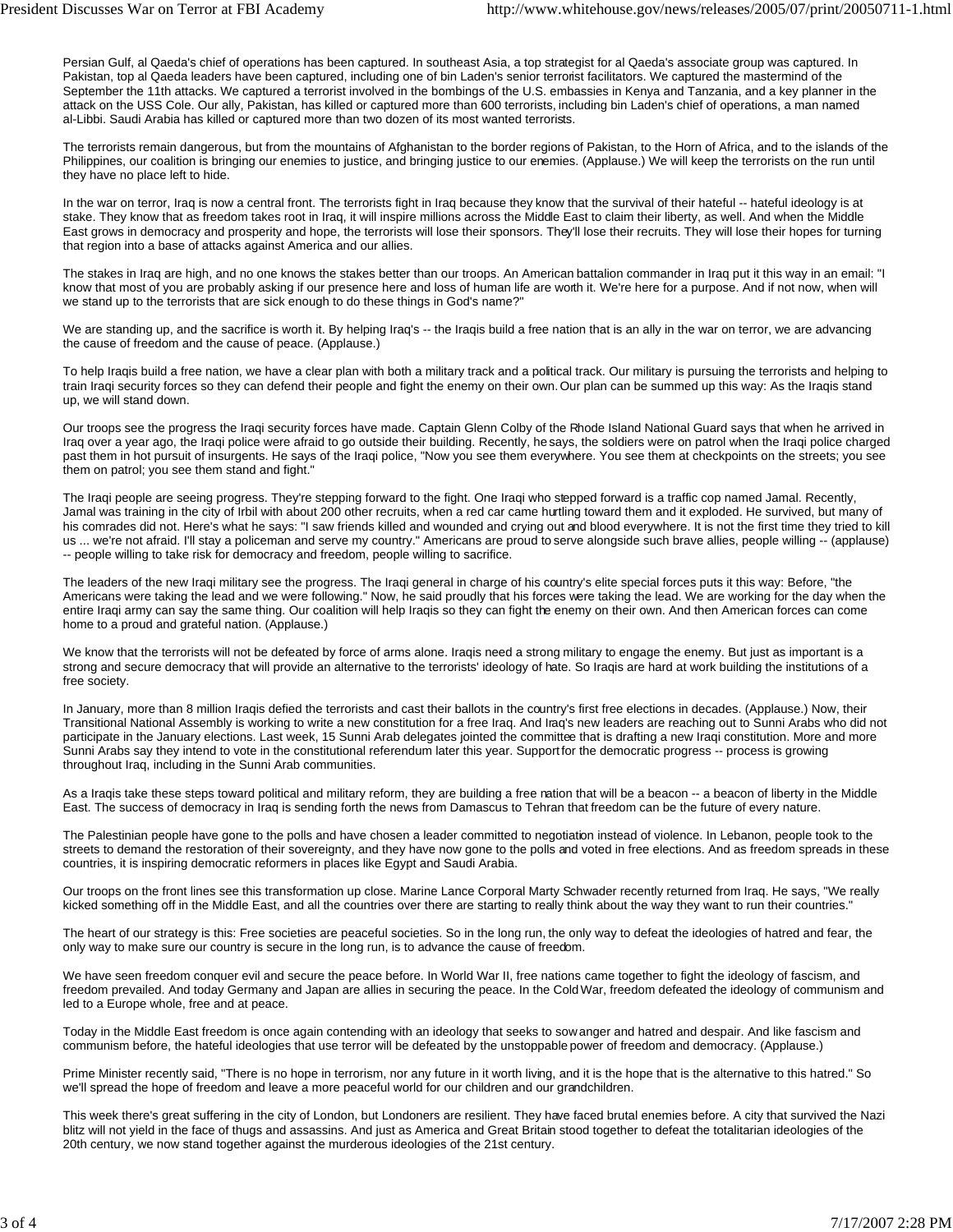Persian Gulf, al Qaeda's chief of operations has been captured. In southeast Asia, a top strategist for al Qaeda's associate group was captured. In Pakistan, top al Qaeda leaders have been captured, including one of bin Laden's senior terrorist facilitators. We captured the mastermind of the September the 11th attacks. We captured a terrorist involved in the bombings of the U.S. embassies in Kenya and Tanzania, and a key planner in the attack on the USS Cole. Our ally, Pakistan, has killed or captured more than 600 terrorists, including bin Laden's chief of operations, a man named al-Libbi. Saudi Arabia has killed or captured more than two dozen of its most wanted terrorists.

The terrorists remain dangerous, but from the mountains of Afghanistan to the border regions of Pakistan, to the Horn of Africa, and to the islands of the Philippines, our coalition is bringing our enemies to justice, and bringing justice to our enemies. (Applause.) We will keep the terrorists on the run until they have no place left to hide.

In the war on terror, Iraq is now a central front. The terrorists fight in Iraq because they know that the survival of their hateful -- hateful ideology is at stake. They know that as freedom takes root in Iraq, it will inspire millions across the Middle East to claim their liberty, as well. And when the Middle East grows in democracy and prosperity and hope, the terrorists will lose their sponsors. They'll lose their recruits. They will lose their hopes for turning that region into a base of attacks against America and our allies.

The stakes in Iraq are high, and no one knows the stakes better than our troops. An American battalion commander in Iraq put it this way in an email: "I know that most of you are probably asking if our presence here and loss of human life are worth it. We're here for a purpose. And if not now, when will we stand up to the terrorists that are sick enough to do these things in God's name?"

We are standing up, and the sacrifice is worth it. By helping Iraq's -- the Iraqis build a free nation that is an ally in the war on terror, we are advancing the cause of freedom and the cause of peace. (Applause.)

To help Iraqis build a free nation, we have a clear plan with both a military track and a political track. Our military is pursuing the terrorists and helping to train Iraqi security forces so they can defend their people and fight the enemy on their own. Our plan can be summed up this way: As the Iraqis stand up, we will stand down.

Our troops see the progress the Iraqi security forces have made. Captain Glenn Colby of the Rhode Island National Guard says that when he arrived in Iraq over a year ago, the Iraqi police were afraid to go outside their building. Recently, he says, the soldiers were on patrol when the Iraqi police charged past them in hot pursuit of insurgents. He says of the Iraqi police, "Now you see them everywhere. You see them at checkpoints on the streets; you see them on patrol; you see them stand and fight."

The Iraqi people are seeing progress. They're stepping forward to the fight. One Iraqi who stepped forward is a traffic cop named Jamal. Recently, Jamal was training in the city of Irbil with about 200 other recruits, when a red car came hurtling toward them and it exploded. He survived, but many of his comrades did not. Here's what he says: "I saw friends killed and wounded and crying out and blood everywhere. It is not the first time they tried to kill us ... we're not afraid. I'll stay a policeman and serve my country." Americans are proud to serve alongside such brave allies, people willing -- (applause) -- people willing to take risk for democracy and freedom, people willing to sacrifice.

The leaders of the new Iraqi military see the progress. The Iraqi general in charge of his country's elite special forces puts it this way: Before, "the Americans were taking the lead and we were following." Now, he said proudly that his forces were taking the lead. We are working for the day when the entire Iraqi army can say the same thing. Our coalition will help Iraqis so they can fight the enemy on their own. And then American forces can come home to a proud and grateful nation. (Applause.)

We know that the terrorists will not be defeated by force of arms alone. Iraqis need a strong military to engage the enemy. But just as important is a strong and secure democracy that will provide an alternative to the terrorists' ideology of hate. So Iraqis are hard at work building the institutions of a free society.

In January, more than 8 million Iraqis defied the terrorists and cast their ballots in the country's first free elections in decades. (Applause.) Now, their Transitional National Assembly is working to write a new constitution for a free Iraq. And Iraq's new leaders are reaching out to Sunni Arabs who did not participate in the January elections. Last week, 15 Sunni Arab delegates jointed the committee that is drafting a new Iraqi constitution. More and more Sunni Arabs say they intend to vote in the constitutional referendum later this year. Support for the democratic progress -- process is growing throughout Iraq, including in the Sunni Arab communities.

As a Iraqis take these steps toward political and military reform, they are building a free nation that will be a beacon -- a beacon of liberty in the Middle East. The success of democracy in Iraq is sending forth the news from Damascus to Tehran that freedom can be the future of every nature.

The Palestinian people have gone to the polls and have chosen a leader committed to negotiation instead of violence. In Lebanon, people took to the streets to demand the restoration of their sovereignty, and they have now gone to the polls and voted in free elections. And as freedom spreads in these countries, it is inspiring democratic reformers in places like Egypt and Saudi Arabia.

Our troops on the front lines see this transformation up close. Marine Lance Corporal Marty Schwader recently returned from Iraq. He says, "We really kicked something off in the Middle East, and all the countries over there are starting to really think about the way they want to run their countries."

The heart of our strategy is this: Free societies are peaceful societies. So in the long run, the only way to defeat the ideologies of hatred and fear, the only way to make sure our country is secure in the long run, is to advance the cause of freedom.

We have seen freedom conquer evil and secure the peace before. In World War II, free nations came together to fight the ideology of fascism, and freedom prevailed. And today Germany and Japan are allies in securing the peace. In the Cold War, freedom defeated the ideology of communism and led to a Europe whole, free and at peace.

Today in the Middle East freedom is once again contending with an ideology that seeks to sow anger and hatred and despair. And like fascism and communism before, the hateful ideologies that use terror will be defeated by the unstoppable power of freedom and democracy. (Applause.)

Prime Minister recently said, "There is no hope in terrorism, nor any future in it worth living, and it is the hope that is the alternative to this hatred." So we'll spread the hope of freedom and leave a more peaceful world for our children and our grandchildren.

This week there's great suffering in the city of London, but Londoners are resilient. They have faced brutal enemies before. A city that survived the Nazi blitz will not yield in the face of thugs and assassins. And just as America and Great Britain stood together to defeat the totalitarian ideologies of the 20th century, we now stand together against the murderous ideologies of the 21st century.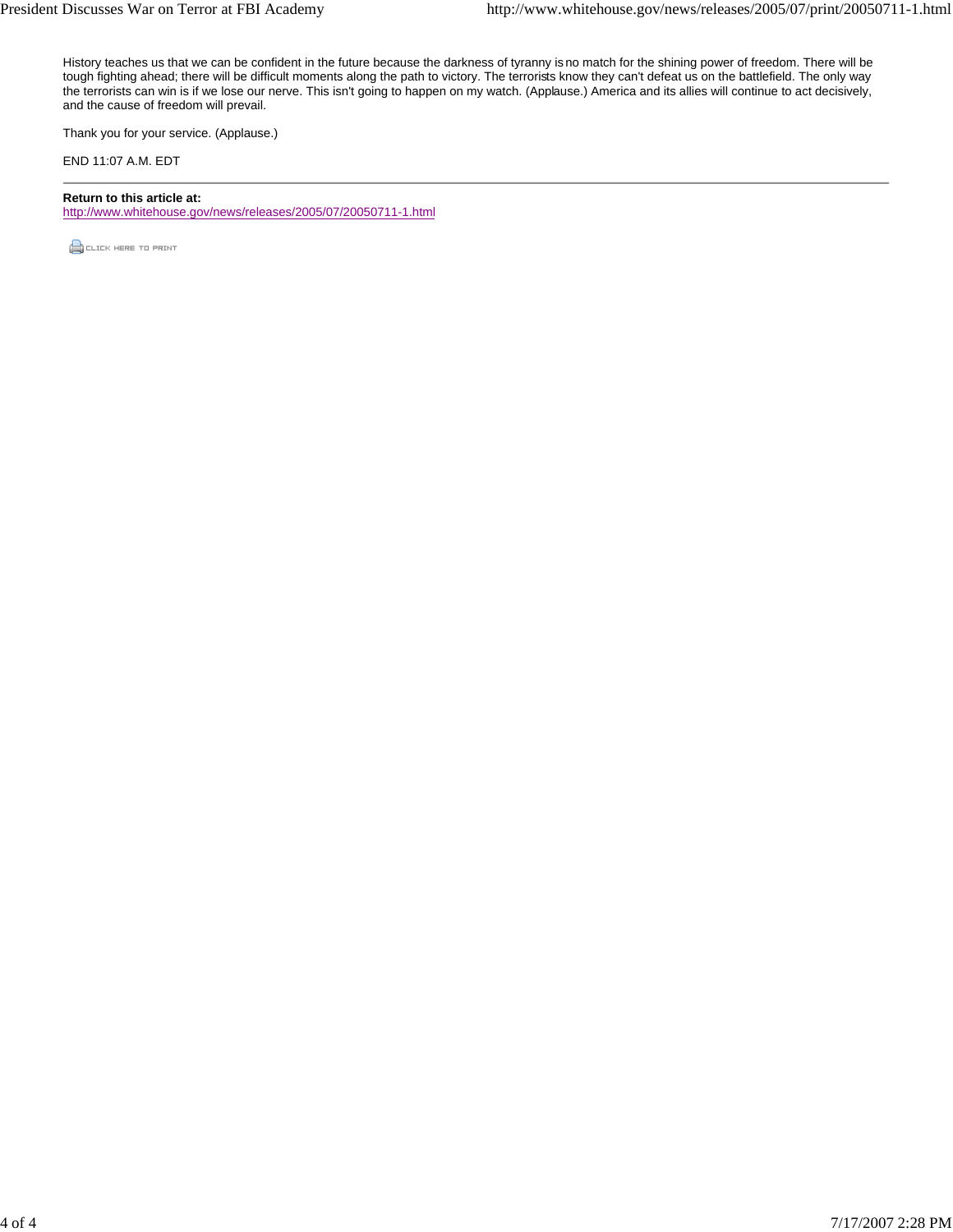History teaches us that we can be confident in the future because the darkness of tyranny is no match for the shining power of freedom. There will be tough fighting ahead; there will be difficult moments along the path to victory. The terrorists know they can't defeat us on the battlefield. The only way the terrorists can win is if we lose our nerve. This isn't going to happen on my watch. (Applause.) America and its allies will continue to act decisively, and the cause of freedom will prevail.

Thank you for your service. (Applause.)

END 11:07 A.M. EDT

---

**Return to this article at:**
http://www.whitehouse.gov/news/releases/2005/07/20050711-1.html

CLICK HERE TO PRINT